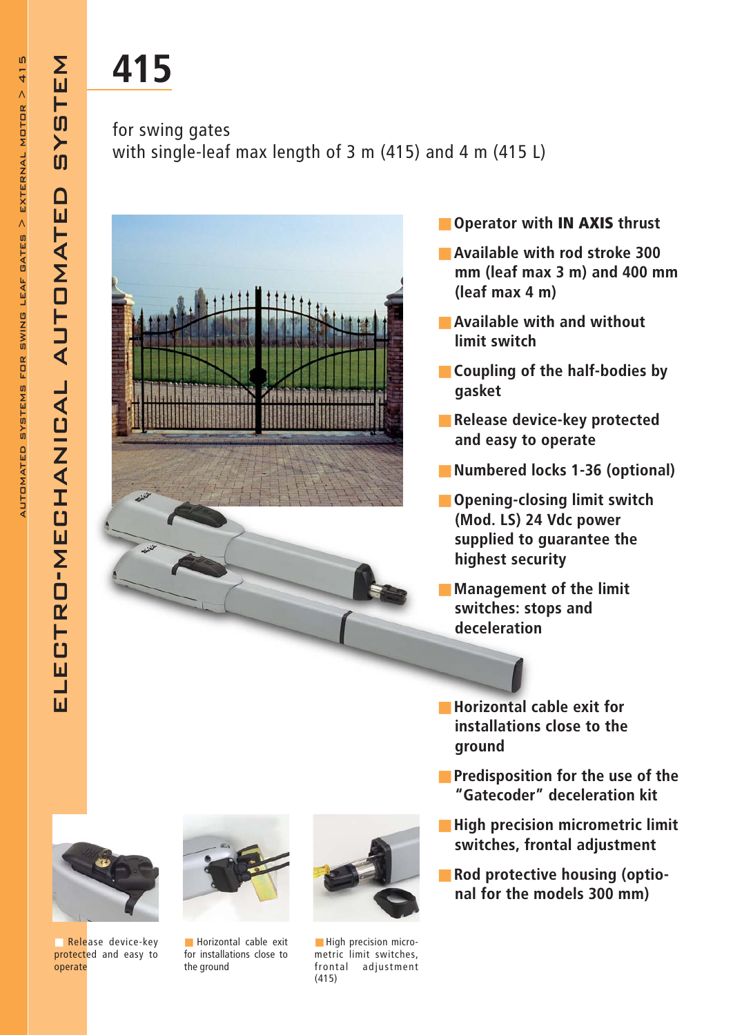# 415

ELECTRO-MECHANICAL AUTOMATED SYSTEM

for swing gates
with single-leaf max length of 3 m (415) and 4 m (415 L)

- Operator with **IN AXIS** thrust
- Available with rod stroke 300 mm (leaf max 3 m) and 400 mm (leaf max 4 m)
- Available with and without limit switch
- Coupling of the half-bodies by gasket
- Release device-key protected and easy to operate
- Numbered locks 1-36 (optional)
- Opening-closing limit switch (Mod. LS) 24 Vdc power supplied to guarantee the highest security
- Management of the limit switches: stops and deceleration
- Horizontal cable exit for installations close to the ground
- Predisposition for the use of the "Gatecoder" deceleration kit
- High precision micrometric limit switches, frontal adjustment
- Rod protective housing (optional for the models 300 mm)

Release device-key protected and easy to operate

Horizontal cable exit for installations close to the ground

High precision micrometric limit switches, frontal adjustment (415)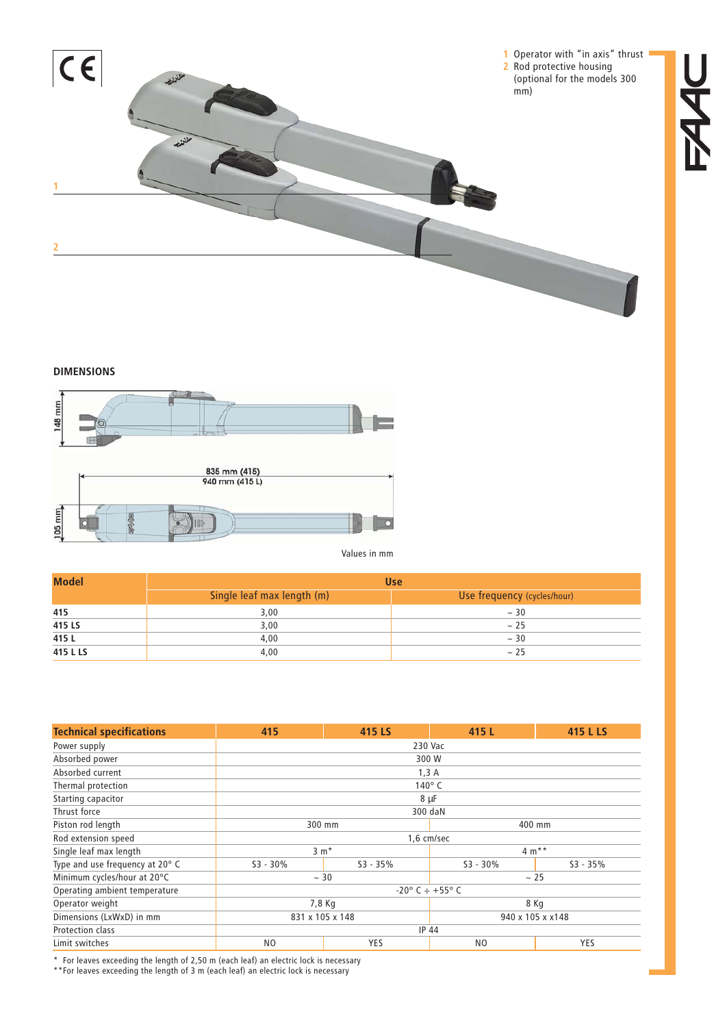1 Operator with "in axis" thrust
2 Rod protective housing (optional for the models 300 mm)

## DIMENSIONS

148 mm
835 mm (415)
940 mm (415 L)
105 mm

Values in mm

| Model | Use | |
|---|---|---|
| | Single leaf max length (m) | Use frequency (cycles/hour) |
| **415** | 3,00 | ~ 30 |
| **415 LS** | 3,00 | ~ 25 |
| **415 L** | 4,00 | ~ 30 |
| **415 L LS** | 4,00 | ~ 25 |

| Technical specifications | 415 | 415 LS | 415 L | 415 L LS |
|---|---|---|---|---|
| Power supply | 230 Vac | | | |
| Absorbed power | 300 W | | | |
| Absorbed current | 1,3 A | | | |
| Thermal protection | 140° C | | | |
| Starting capacitor | 8 µF | | | |
| Thrust force | 300 daN | | | |
| Piston rod length | 300 mm | | 400 mm | |
| Rod extension speed | 1,6 cm/sec | | | |
| Single leaf max length | 3 m* | | 4 m** | |
| Type and use frequency at 20° C | S3 - 30% | S3 - 35% | S3 - 30% | S3 - 35% |
| Minimum cycles/hour at 20°C | ~ 30 | | ~ 25 | |
| Operating ambient temperature | -20° C ÷ +55° C | | | |
| Operator weight | 7,8 Kg | | 8 Kg | |
| Dimensions (LxWxD) in mm | 831 x 105 x 148 | | 940 x 105 x148 | |
| Protection class | IP 44 | | | |
| Limit switches | NO | YES | NO | YES |

\* For leaves exceeding the length of 2,50 m (each leaf) an electric lock is necessary
\*\*For leaves exceeding the length of 3 m (each leaf) an electric lock is necessary